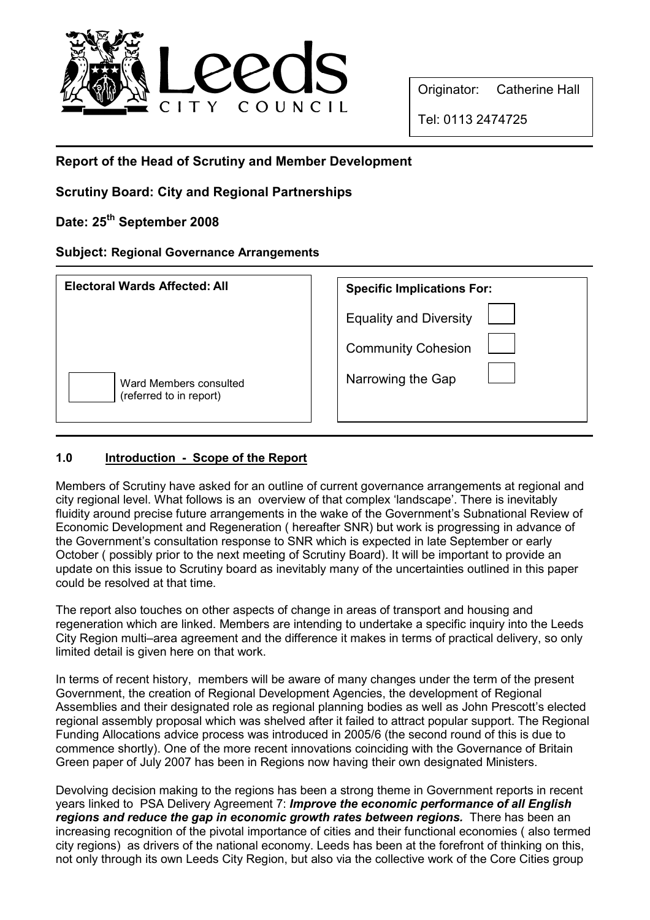Leeds CITY COUNCIL

Originator: Catherine Hall

Tel: 0113 2474725

**Report of the Head of Scrutiny and Member Development**

**Scrutiny Board: City and Regional Partnerships**

**Date: 25th September 2008**

**Subject: Regional Governance Arrangements**

| **Electoral Wards Affected: All** | **Specific Implications For:** | |
|---|---|---|
| | Equality and Diversity | ☐ |
| | Community Cohesion | ☐ |
| ☐ Ward Members consulted (referred to in report) | Narrowing the Gap | ☐ |

## 1.0 Introduction - Scope of the Report

Members of Scrutiny have asked for an outline of current governance arrangements at regional and city regional level. What follows is an overview of that complex 'landscape'. There is inevitably fluidity around precise future arrangements in the wake of the Government's Subnational Review of Economic Development and Regeneration ( hereafter SNR) but work is progressing in advance of the Government's consultation response to SNR which is expected in late September or early October ( possibly prior to the next meeting of Scrutiny Board). It will be important to provide an update on this issue to Scrutiny board as inevitably many of the uncertainties outlined in this paper could be resolved at that time.

The report also touches on other aspects of change in areas of transport and housing and regeneration which are linked. Members are intending to undertake a specific inquiry into the Leeds City Region multi–area agreement and the difference it makes in terms of practical delivery, so only limited detail is given here on that work.

In terms of recent history, members will be aware of many changes under the term of the present Government, the creation of Regional Development Agencies, the development of Regional Assemblies and their designated role as regional planning bodies as well as John Prescott's elected regional assembly proposal which was shelved after it failed to attract popular support. The Regional Funding Allocations advice process was introduced in 2005/6 (the second round of this is due to commence shortly). One of the more recent innovations coinciding with the Governance of Britain Green paper of July 2007 has been in Regions now having their own designated Ministers.

Devolving decision making to the regions has been a strong theme in Government reports in recent years linked to PSA Delivery Agreement 7: ***Improve the economic performance of all English regions and reduce the gap in economic growth rates between regions.*** There has been an increasing recognition of the pivotal importance of cities and their functional economies ( also termed city regions) as drivers of the national economy. Leeds has been at the forefront of thinking on this, not only through its own Leeds City Region, but also via the collective work of the Core Cities group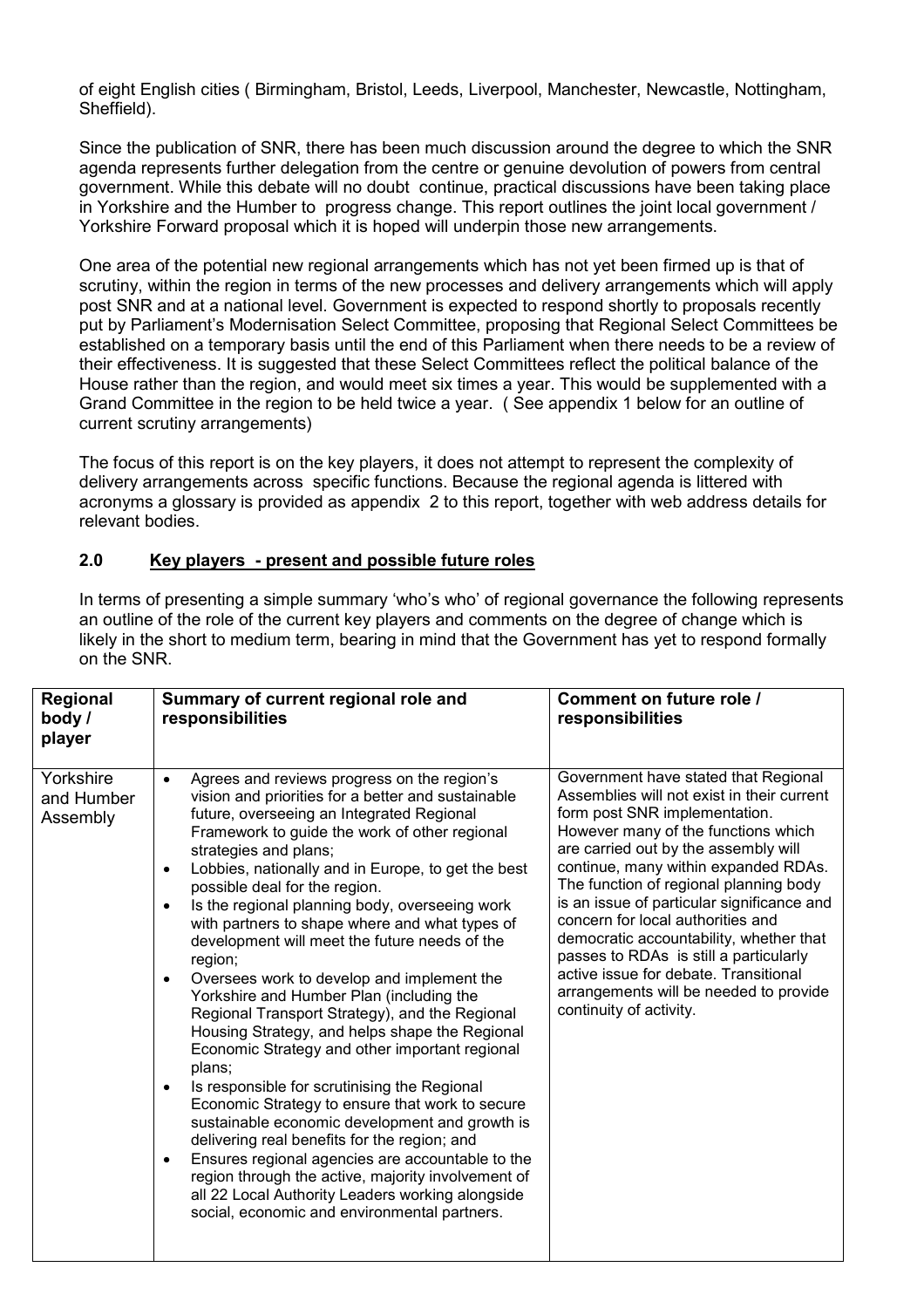of eight English cities ( Birmingham, Bristol, Leeds, Liverpool, Manchester, Newcastle, Nottingham, Sheffield).

Since the publication of SNR, there has been much discussion around the degree to which the SNR agenda represents further delegation from the centre or genuine devolution of powers from central government. While this debate will no doubt continue, practical discussions have been taking place in Yorkshire and the Humber to progress change. This report outlines the joint local government / Yorkshire Forward proposal which it is hoped will underpin those new arrangements.

One area of the potential new regional arrangements which has not yet been firmed up is that of scrutiny, within the region in terms of the new processes and delivery arrangements which will apply post SNR and at a national level. Government is expected to respond shortly to proposals recently put by Parliament's Modernisation Select Committee, proposing that Regional Select Committees be established on a temporary basis until the end of this Parliament when there needs to be a review of their effectiveness. It is suggested that these Select Committees reflect the political balance of the House rather than the region, and would meet six times a year. This would be supplemented with a Grand Committee in the region to be held twice a year. ( See appendix 1 below for an outline of current scrutiny arrangements)

The focus of this report is on the key players, it does not attempt to represent the complexity of delivery arrangements across specific functions. Because the regional agenda is littered with acronyms a glossary is provided as appendix 2 to this report, together with web address details for relevant bodies.

## 2.0 Key players - present and possible future roles

In terms of presenting a simple summary 'who's who' of regional governance the following represents an outline of the role of the current key players and comments on the degree of change which is likely in the short to medium term, bearing in mind that the Government has yet to respond formally on the SNR.

| Regional body / player | Summary of current regional role and responsibilities | Comment on future role / responsibilities |
|---|---|---|
| Yorkshire and Humber Assembly | • Agrees and reviews progress on the region's vision and priorities for a better and sustainable future, overseeing an Integrated Regional Framework to guide the work of other regional strategies and plans;<br>• Lobbies, nationally and in Europe, to get the best possible deal for the region.<br>• Is the regional planning body, overseeing work with partners to shape where and what types of development will meet the future needs of the region;<br>• Oversees work to develop and implement the Yorkshire and Humber Plan (including the Regional Transport Strategy), and the Regional Housing Strategy, and helps shape the Regional Economic Strategy and other important regional plans;<br>• Is responsible for scrutinising the Regional Economic Strategy to ensure that work to secure sustainable economic development and growth is delivering real benefits for the region; and<br>• Ensures regional agencies are accountable to the region through the active, majority involvement of all 22 Local Authority Leaders working alongside social, economic and environmental partners. | Government have stated that Regional Assemblies will not exist in their current form post SNR implementation. However many of the functions which are carried out by the assembly will continue, many within expanded RDAs. The function of regional planning body is an issue of particular significance and concern for local authorities and democratic accountability, whether that passes to RDAs is still a particularly active issue for debate. Transitional arrangements will be needed to provide continuity of activity. |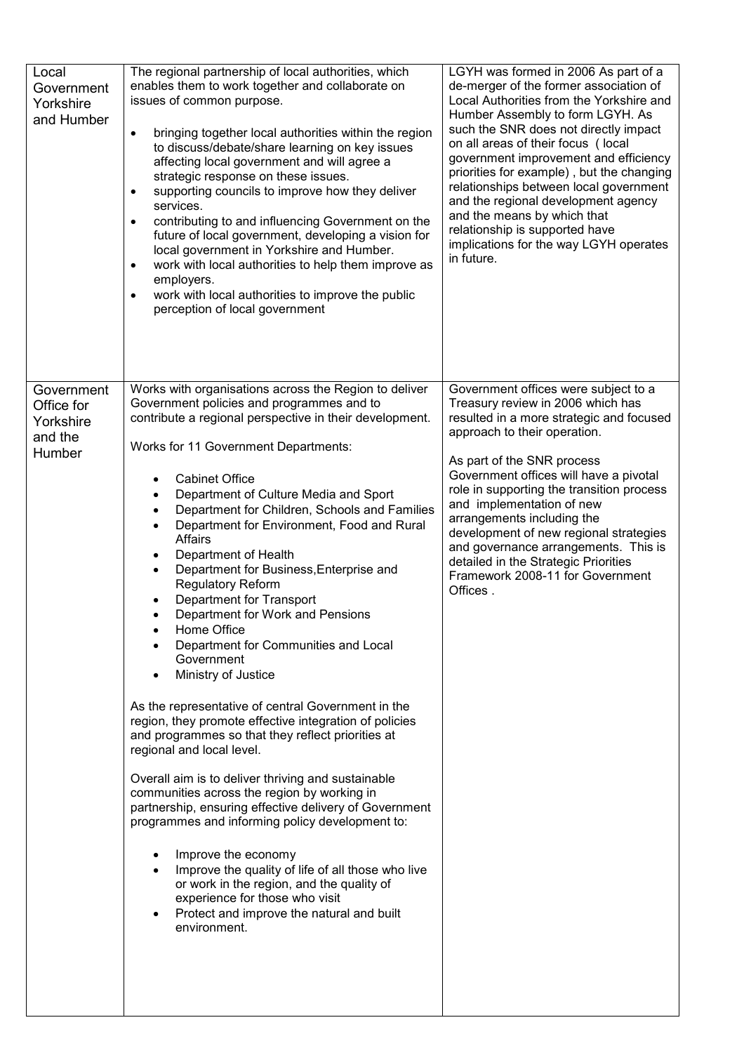| | | |
|---|---|---|
| Local Government Yorkshire and Humber | The regional partnership of local authorities, which enables them to work together and collaborate on issues of common purpose.<br><br>• bringing together local authorities within the region to discuss/debate/share learning on key issues affecting local government and will agree a strategic response on these issues.<br>• supporting councils to improve how they deliver services.<br>• contributing to and influencing Government on the future of local government, developing a vision for local government in Yorkshire and Humber.<br>• work with local authorities to help them improve as employers.<br>• work with local authorities to improve the public perception of local government | LGYH was formed in 2006 As part of a de-merger of the former association of Local Authorities from the Yorkshire and Humber Assembly to form LGYH. As such the SNR does not directly impact on all areas of their focus ( local government improvement and efficiency priorities for example) , but the changing relationships between local government and the regional development agency and the means by which that relationship is supported have implications for the way LGYH operates in future. |
| Government Office for Yorkshire and the Humber | Works with organisations across the Region to deliver Government policies and programmes and to contribute a regional perspective in their development.<br><br>Works for 11 Government Departments:<br><br>• Cabinet Office<br>• Department of Culture Media and Sport<br>• Department for Children, Schools and Families<br>• Department for Environment, Food and Rural Affairs<br>• Department of Health<br>• Department for Business,Enterprise and Regulatory Reform<br>• Department for Transport<br>• Department for Work and Pensions<br>• Home Office<br>• Department for Communities and Local Government<br>• Ministry of Justice<br><br>As the representative of central Government in the region, they promote effective integration of policies and programmes so that they reflect priorities at regional and local level.<br><br>Overall aim is to deliver thriving and sustainable communities across the region by working in partnership, ensuring effective delivery of Government programmes and informing policy development to:<br><br>• Improve the economy<br>• Improve the quality of life of all those who live or work in the region, and the quality of experience for those who visit<br>• Protect and improve the natural and built environment. | Government offices were subject to a Treasury review in 2006 which has resulted in a more strategic and focused approach to their operation.<br><br>As part of the SNR process Government offices will have a pivotal role in supporting the transition process and implementation of new arrangements including the development of new regional strategies and governance arrangements. This is detailed in the Strategic Priorities Framework 2008-11 for Government Offices . |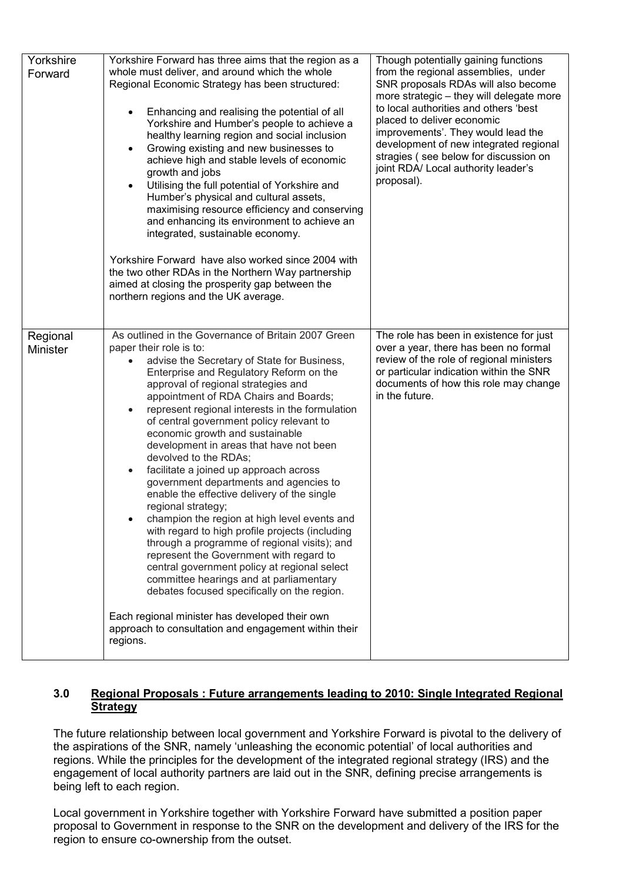| | | |
|---|---|---|
| Yorkshire Forward | Yorkshire Forward has three aims that the region as a whole must deliver, and around which the whole Regional Economic Strategy has been structured:<br><br>• Enhancing and realising the potential of all Yorkshire and Humber's people to achieve a healthy learning region and social inclusion<br>• Growing existing and new businesses to achieve high and stable levels of economic growth and jobs<br>• Utilising the full potential of Yorkshire and Humber's physical and cultural assets, maximising resource efficiency and conserving and enhancing its environment to achieve an integrated, sustainable economy.<br><br>Yorkshire Forward have also worked since 2004 with the two other RDAs in the Northern Way partnership aimed at closing the prosperity gap between the northern regions and the UK average. | Though potentially gaining functions from the regional assemblies, under SNR proposals RDAs will also become more strategic – they will delegate more to local authorities and others 'best placed to deliver economic improvements'. They would lead the development of new integrated regional stragies ( see below for discussion on joint RDA/ Local authority leader's proposal). |
| Regional Minister | As outlined in the Governance of Britain 2007 Green paper their role is to:<br>• advise the Secretary of State for Business, Enterprise and Regulatory Reform on the approval of regional strategies and appointment of RDA Chairs and Boards;<br>• represent regional interests in the formulation of central government policy relevant to economic growth and sustainable development in areas that have not been devolved to the RDAs;<br>• facilitate a joined up approach across government departments and agencies to enable the effective delivery of the single regional strategy;<br>• champion the region at high level events and with regard to high profile projects (including through a programme of regional visits); and represent the Government with regard to central government policy at regional select committee hearings and at parliamentary debates focused specifically on the region.<br><br>Each regional minister has developed their own approach to consultation and engagement within their regions. | The role has been in existence for just over a year, there has been no formal review of the role of regional ministers or particular indication within the SNR documents of how this role may change in the future. |

## 3.0 Regional Proposals : Future arrangements leading to 2010: Single Integrated Regional Strategy

The future relationship between local government and Yorkshire Forward is pivotal to the delivery of the aspirations of the SNR, namely 'unleashing the economic potential' of local authorities and regions. While the principles for the development of the integrated regional strategy (IRS) and the engagement of local authority partners are laid out in the SNR, defining precise arrangements is being left to each region.

Local government in Yorkshire together with Yorkshire Forward have submitted a position paper proposal to Government in response to the SNR on the development and delivery of the IRS for the region to ensure co-ownership from the outset.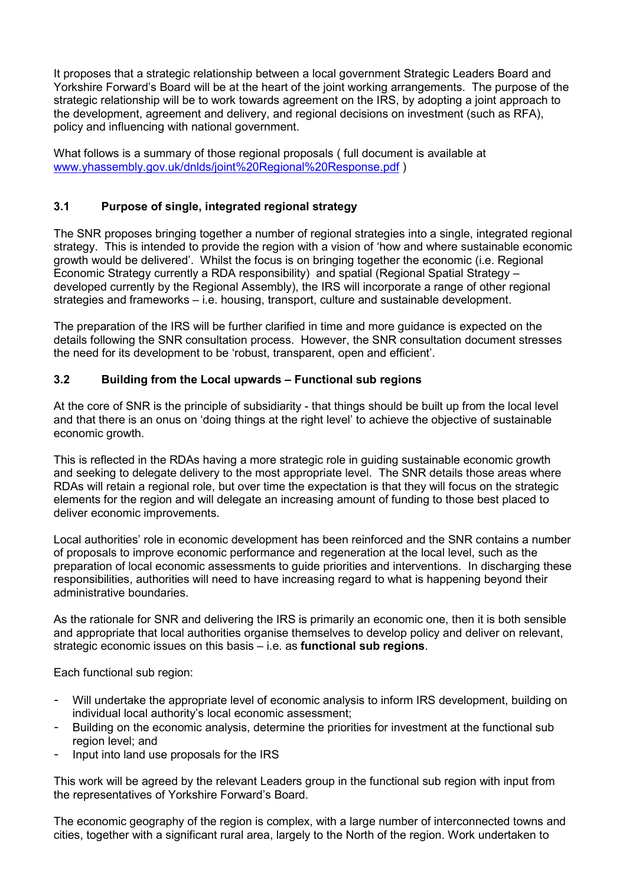It proposes that a strategic relationship between a local government Strategic Leaders Board and Yorkshire Forward's Board will be at the heart of the joint working arrangements. The purpose of the strategic relationship will be to work towards agreement on the IRS, by adopting a joint approach to the development, agreement and delivery, and regional decisions on investment (such as RFA), policy and influencing with national government.

What follows is a summary of those regional proposals ( full document is available at [www.yhassembly.gov.uk/dnlds/joint%20Regional%20Response.pdf](www.yhassembly.gov.uk/dnlds/joint%20Regional%20Response.pdf) )

### 3.1 Purpose of single, integrated regional strategy

The SNR proposes bringing together a number of regional strategies into a single, integrated regional strategy. This is intended to provide the region with a vision of 'how and where sustainable economic growth would be delivered'. Whilst the focus is on bringing together the economic (i.e. Regional Economic Strategy currently a RDA responsibility) and spatial (Regional Spatial Strategy – developed currently by the Regional Assembly), the IRS will incorporate a range of other regional strategies and frameworks – i.e. housing, transport, culture and sustainable development.

The preparation of the IRS will be further clarified in time and more guidance is expected on the details following the SNR consultation process. However, the SNR consultation document stresses the need for its development to be 'robust, transparent, open and efficient'.

### 3.2 Building from the Local upwards – Functional sub regions

At the core of SNR is the principle of subsidiarity - that things should be built up from the local level and that there is an onus on 'doing things at the right level' to achieve the objective of sustainable economic growth.

This is reflected in the RDAs having a more strategic role in guiding sustainable economic growth and seeking to delegate delivery to the most appropriate level. The SNR details those areas where RDAs will retain a regional role, but over time the expectation is that they will focus on the strategic elements for the region and will delegate an increasing amount of funding to those best placed to deliver economic improvements.

Local authorities' role in economic development has been reinforced and the SNR contains a number of proposals to improve economic performance and regeneration at the local level, such as the preparation of local economic assessments to guide priorities and interventions. In discharging these responsibilities, authorities will need to have increasing regard to what is happening beyond their administrative boundaries.

As the rationale for SNR and delivering the IRS is primarily an economic one, then it is both sensible and appropriate that local authorities organise themselves to develop policy and deliver on relevant, strategic economic issues on this basis – i.e. as **functional sub regions**.

Each functional sub region:

- Will undertake the appropriate level of economic analysis to inform IRS development, building on individual local authority's local economic assessment;
- Building on the economic analysis, determine the priorities for investment at the functional sub region level; and
- Input into land use proposals for the IRS

This work will be agreed by the relevant Leaders group in the functional sub region with input from the representatives of Yorkshire Forward's Board.

The economic geography of the region is complex, with a large number of interconnected towns and cities, together with a significant rural area, largely to the North of the region. Work undertaken to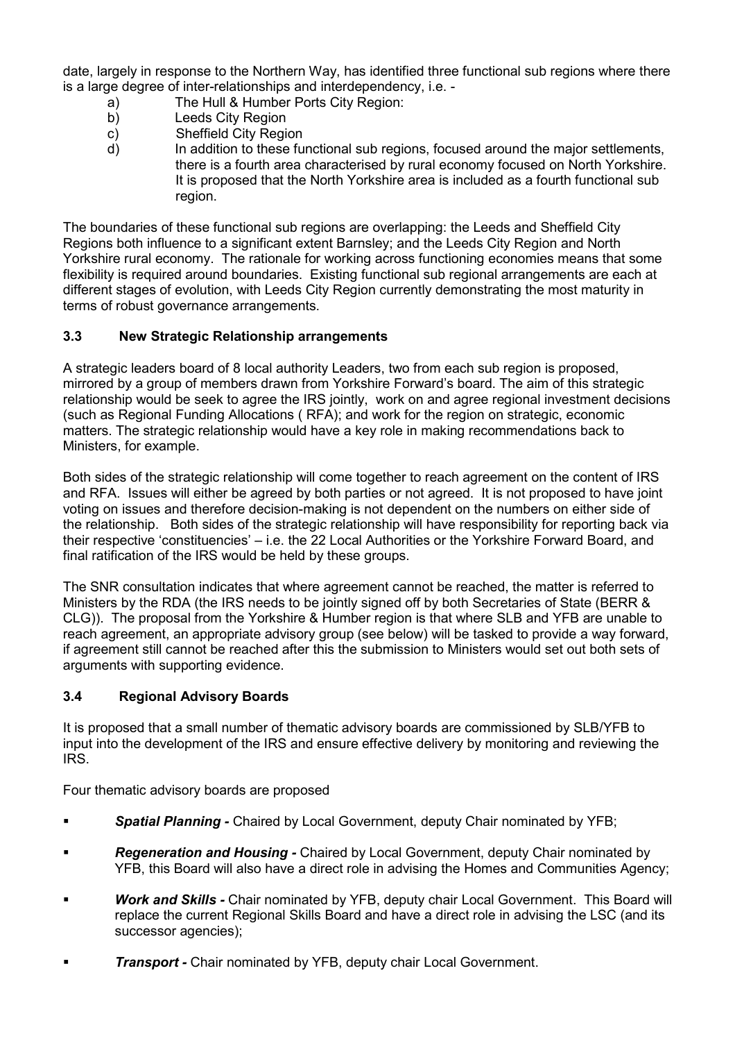date, largely in response to the Northern Way, has identified three functional sub regions where there is a large degree of inter-relationships and interdependency, i.e. -

a) The Hull & Humber Ports City Region:
b) Leeds City Region
c) Sheffield City Region
d) In addition to these functional sub regions, focused around the major settlements, there is a fourth area characterised by rural economy focused on North Yorkshire. It is proposed that the North Yorkshire area is included as a fourth functional sub region.

The boundaries of these functional sub regions are overlapping: the Leeds and Sheffield City Regions both influence to a significant extent Barnsley; and the Leeds City Region and North Yorkshire rural economy. The rationale for working across functioning economies means that some flexibility is required around boundaries. Existing functional sub regional arrangements are each at different stages of evolution, with Leeds City Region currently demonstrating the most maturity in terms of robust governance arrangements.

### 3.3 New Strategic Relationship arrangements

A strategic leaders board of 8 local authority Leaders, two from each sub region is proposed, mirrored by a group of members drawn from Yorkshire Forward's board. The aim of this strategic relationship would be seek to agree the IRS jointly, work on and agree regional investment decisions (such as Regional Funding Allocations ( RFA); and work for the region on strategic, economic matters. The strategic relationship would have a key role in making recommendations back to Ministers, for example.

Both sides of the strategic relationship will come together to reach agreement on the content of IRS and RFA. Issues will either be agreed by both parties or not agreed. It is not proposed to have joint voting on issues and therefore decision-making is not dependent on the numbers on either side of the relationship. Both sides of the strategic relationship will have responsibility for reporting back via their respective 'constituencies' – i.e. the 22 Local Authorities or the Yorkshire Forward Board, and final ratification of the IRS would be held by these groups.

The SNR consultation indicates that where agreement cannot be reached, the matter is referred to Ministers by the RDA (the IRS needs to be jointly signed off by both Secretaries of State (BERR & CLG)). The proposal from the Yorkshire & Humber region is that where SLB and YFB are unable to reach agreement, an appropriate advisory group (see below) will be tasked to provide a way forward, if agreement still cannot be reached after this the submission to Ministers would set out both sets of arguments with supporting evidence.

### 3.4 Regional Advisory Boards

It is proposed that a small number of thematic advisory boards are commissioned by SLB/YFB to input into the development of the IRS and ensure effective delivery by monitoring and reviewing the IRS.

Four thematic advisory boards are proposed

- ***Spatial Planning -*** Chaired by Local Government, deputy Chair nominated by YFB;
- ***Regeneration and Housing -*** Chaired by Local Government, deputy Chair nominated by YFB, this Board will also have a direct role in advising the Homes and Communities Agency;
- ***Work and Skills -*** Chair nominated by YFB, deputy chair Local Government. This Board will replace the current Regional Skills Board and have a direct role in advising the LSC (and its successor agencies);
- ***Transport -*** Chair nominated by YFB, deputy chair Local Government.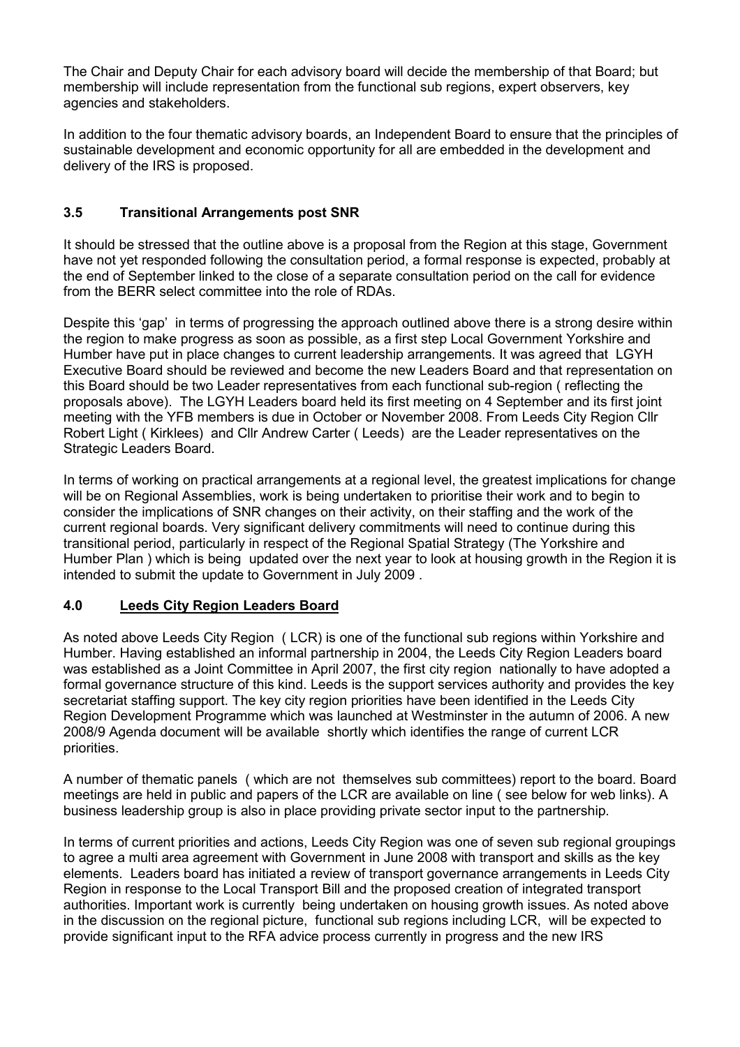The Chair and Deputy Chair for each advisory board will decide the membership of that Board; but membership will include representation from the functional sub regions, expert observers, key agencies and stakeholders.

In addition to the four thematic advisory boards, an Independent Board to ensure that the principles of sustainable development and economic opportunity for all are embedded in the development and delivery of the IRS is proposed.

### 3.5 Transitional Arrangements post SNR

It should be stressed that the outline above is a proposal from the Region at this stage, Government have not yet responded following the consultation period, a formal response is expected, probably at the end of September linked to the close of a separate consultation period on the call for evidence from the BERR select committee into the role of RDAs.

Despite this 'gap' in terms of progressing the approach outlined above there is a strong desire within the region to make progress as soon as possible, as a first step Local Government Yorkshire and Humber have put in place changes to current leadership arrangements. It was agreed that LGYH Executive Board should be reviewed and become the new Leaders Board and that representation on this Board should be two Leader representatives from each functional sub-region ( reflecting the proposals above). The LGYH Leaders board held its first meeting on 4 September and its first joint meeting with the YFB members is due in October or November 2008. From Leeds City Region Cllr Robert Light ( Kirklees) and Cllr Andrew Carter ( Leeds) are the Leader representatives on the Strategic Leaders Board.

In terms of working on practical arrangements at a regional level, the greatest implications for change will be on Regional Assemblies, work is being undertaken to prioritise their work and to begin to consider the implications of SNR changes on their activity, on their staffing and the work of the current regional boards. Very significant delivery commitments will need to continue during this transitional period, particularly in respect of the Regional Spatial Strategy (The Yorkshire and Humber Plan ) which is being updated over the next year to look at housing growth in the Region it is intended to submit the update to Government in July 2009 .

### 4.0 <u>Leeds City Region Leaders Board</u>

As noted above Leeds City Region ( LCR) is one of the functional sub regions within Yorkshire and Humber. Having established an informal partnership in 2004, the Leeds City Region Leaders board was established as a Joint Committee in April 2007, the first city region nationally to have adopted a formal governance structure of this kind. Leeds is the support services authority and provides the key secretariat staffing support. The key city region priorities have been identified in the Leeds City Region Development Programme which was launched at Westminster in the autumn of 2006. A new 2008/9 Agenda document will be available shortly which identifies the range of current LCR priorities.

A number of thematic panels ( which are not themselves sub committees) report to the board. Board meetings are held in public and papers of the LCR are available on line ( see below for web links). A business leadership group is also in place providing private sector input to the partnership.

In terms of current priorities and actions, Leeds City Region was one of seven sub regional groupings to agree a multi area agreement with Government in June 2008 with transport and skills as the key elements. Leaders board has initiated a review of transport governance arrangements in Leeds City Region in response to the Local Transport Bill and the proposed creation of integrated transport authorities. Important work is currently being undertaken on housing growth issues. As noted above in the discussion on the regional picture, functional sub regions including LCR, will be expected to provide significant input to the RFA advice process currently in progress and the new IRS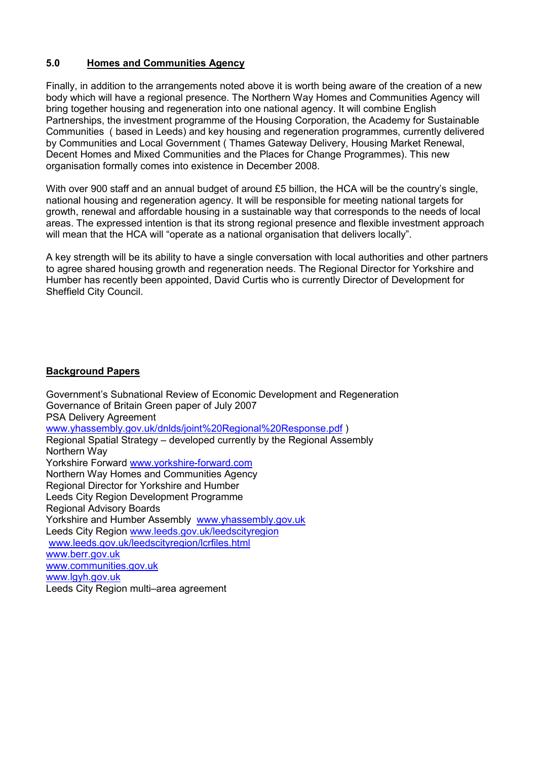## 5.0 Homes and Communities Agency

Finally, in addition to the arrangements noted above it is worth being aware of the creation of a new body which will have a regional presence. The Northern Way Homes and Communities Agency will bring together housing and regeneration into one national agency. It will combine English Partnerships, the investment programme of the Housing Corporation, the Academy for Sustainable Communities ( based in Leeds) and key housing and regeneration programmes, currently delivered by Communities and Local Government ( Thames Gateway Delivery, Housing Market Renewal, Decent Homes and Mixed Communities and the Places for Change Programmes). This new organisation formally comes into existence in December 2008.

With over 900 staff and an annual budget of around £5 billion, the HCA will be the country's single, national housing and regeneration agency. It will be responsible for meeting national targets for growth, renewal and affordable housing in a sustainable way that corresponds to the needs of local areas. The expressed intention is that its strong regional presence and flexible investment approach will mean that the HCA will "operate as a national organisation that delivers locally".

A key strength will be its ability to have a single conversation with local authorities and other partners to agree shared housing growth and regeneration needs. The Regional Director for Yorkshire and Humber has recently been appointed, David Curtis who is currently Director of Development for Sheffield City Council.

## Background Papers

Government's Subnational Review of Economic Development and Regeneration
Governance of Britain Green paper of July 2007
PSA Delivery Agreement
www.yhassembly.gov.uk/dnlds/joint%20Regional%20Response.pdf )
Regional Spatial Strategy – developed currently by the Regional Assembly
Northern Way
Yorkshire Forward www.yorkshire-forward.com
Northern Way Homes and Communities Agency
Regional Director for Yorkshire and Humber
Leeds City Region Development Programme
Regional Advisory Boards
Yorkshire and Humber Assembly www.yhassembly.gov.uk
Leeds City Region www.leeds.gov.uk/leedscityregion
www.leeds.gov.uk/leedscityregion/lcrfiles.html
www.berr.gov.uk
www.communities.gov.uk
www.lgyh.gov.uk
Leeds City Region multi–area agreement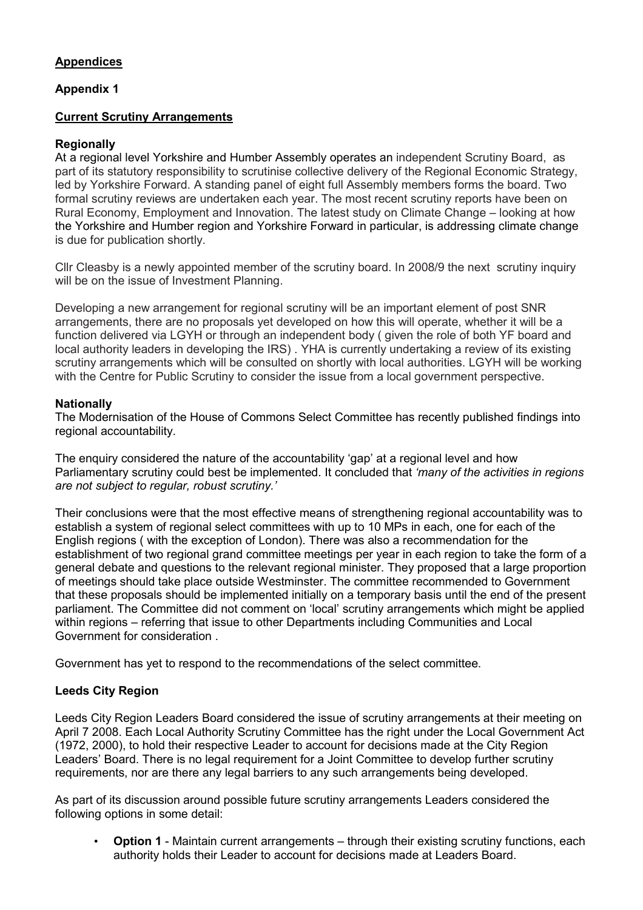## Appendices

### Appendix 1

### Current Scrutiny Arrangements

**Regionally**

At a regional level Yorkshire and Humber Assembly operates an independent Scrutiny Board, as part of its statutory responsibility to scrutinise collective delivery of the Regional Economic Strategy, led by Yorkshire Forward. A standing panel of eight full Assembly members forms the board. Two formal scrutiny reviews are undertaken each year. The most recent scrutiny reports have been on Rural Economy, Employment and Innovation. The latest study on Climate Change – looking at how the Yorkshire and Humber region and Yorkshire Forward in particular, is addressing climate change is due for publication shortly.

Cllr Cleasby is a newly appointed member of the scrutiny board. In 2008/9 the next scrutiny inquiry will be on the issue of Investment Planning.

Developing a new arrangement for regional scrutiny will be an important element of post SNR arrangements, there are no proposals yet developed on how this will operate, whether it will be a function delivered via LGYH or through an independent body ( given the role of both YF board and local authority leaders in developing the IRS) . YHA is currently undertaking a review of its existing scrutiny arrangements which will be consulted on shortly with local authorities. LGYH will be working with the Centre for Public Scrutiny to consider the issue from a local government perspective.

**Nationally**

The Modernisation of the House of Commons Select Committee has recently published findings into regional accountability.

The enquiry considered the nature of the accountability 'gap' at a regional level and how Parliamentary scrutiny could best be implemented. It concluded that *'many of the activities in regions are not subject to regular, robust scrutiny.'*

Their conclusions were that the most effective means of strengthening regional accountability was to establish a system of regional select committees with up to 10 MPs in each, one for each of the English regions ( with the exception of London). There was also a recommendation for the establishment of two regional grand committee meetings per year in each region to take the form of a general debate and questions to the relevant regional minister. They proposed that a large proportion of meetings should take place outside Westminster. The committee recommended to Government that these proposals should be implemented initially on a temporary basis until the end of the present parliament. The Committee did not comment on 'local' scrutiny arrangements which might be applied within regions – referring that issue to other Departments including Communities and Local Government for consideration .

Government has yet to respond to the recommendations of the select committee.

**Leeds City Region**

Leeds City Region Leaders Board considered the issue of scrutiny arrangements at their meeting on April 7 2008. Each Local Authority Scrutiny Committee has the right under the Local Government Act (1972, 2000), to hold their respective Leader to account for decisions made at the City Region Leaders' Board. There is no legal requirement for a Joint Committee to develop further scrutiny requirements, nor are there any legal barriers to any such arrangements being developed.

As part of its discussion around possible future scrutiny arrangements Leaders considered the following options in some detail:

- **Option 1** - Maintain current arrangements – through their existing scrutiny functions, each authority holds their Leader to account for decisions made at Leaders Board.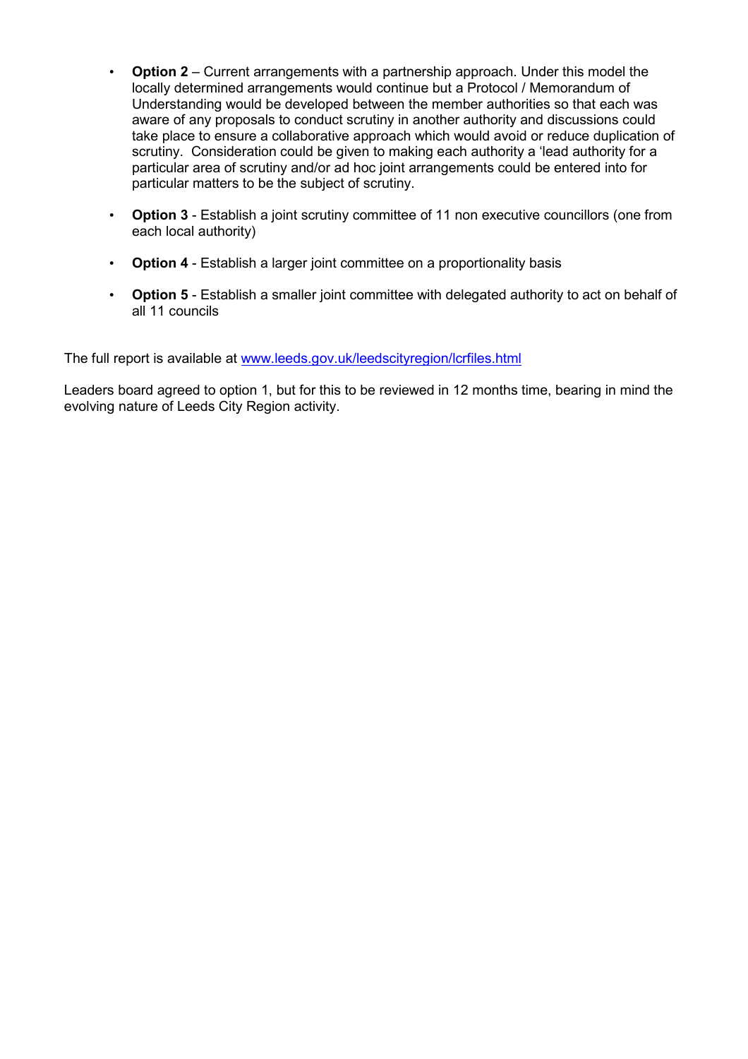- **Option 2** – Current arrangements with a partnership approach. Under this model the locally determined arrangements would continue but a Protocol / Memorandum of Understanding would be developed between the member authorities so that each was aware of any proposals to conduct scrutiny in another authority and discussions could take place to ensure a collaborative approach which would avoid or reduce duplication of scrutiny. Consideration could be given to making each authority a 'lead authority for a particular area of scrutiny and/or ad hoc joint arrangements could be entered into for particular matters to be the subject of scrutiny.

- **Option 3** - Establish a joint scrutiny committee of 11 non executive councillors (one from each local authority)

- **Option 4** - Establish a larger joint committee on a proportionality basis

- **Option 5** - Establish a smaller joint committee with delegated authority to act on behalf of all 11 councils

The full report is available at [www.leeds.gov.uk/leedscityregion/lcrfiles.html](www.leeds.gov.uk/leedscityregion/lcrfiles.html)

Leaders board agreed to option 1, but for this to be reviewed in 12 months time, bearing in mind the evolving nature of Leeds City Region activity.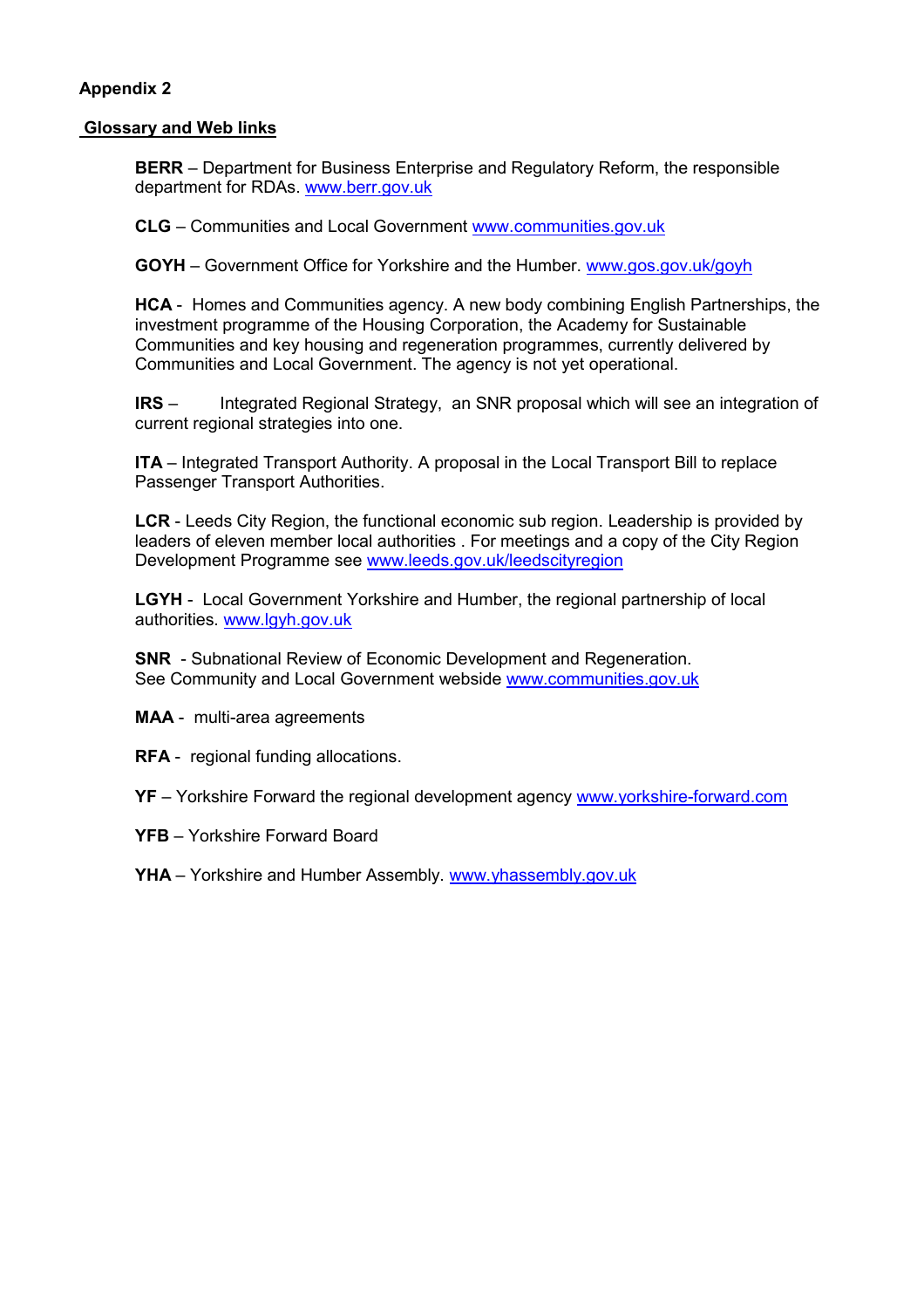**Appendix 2**

**Glossary and Web links**

**BERR** – Department for Business Enterprise and Regulatory Reform, the responsible department for RDAs. www.berr.gov.uk

**CLG** – Communities and Local Government www.communities.gov.uk

**GOYH** – Government Office for Yorkshire and the Humber. www.gos.gov.uk/goyh

**HCA** - Homes and Communities agency. A new body combining English Partnerships, the investment programme of the Housing Corporation, the Academy for Sustainable Communities and key housing and regeneration programmes, currently delivered by Communities and Local Government. The agency is not yet operational.

**IRS** – Integrated Regional Strategy, an SNR proposal which will see an integration of current regional strategies into one.

**ITA** – Integrated Transport Authority. A proposal in the Local Transport Bill to replace Passenger Transport Authorities.

**LCR** - Leeds City Region, the functional economic sub region. Leadership is provided by leaders of eleven member local authorities . For meetings and a copy of the City Region Development Programme see www.leeds.gov.uk/leedscityregion

**LGYH** - Local Government Yorkshire and Humber, the regional partnership of local authorities. www.lgyh.gov.uk

**SNR** - Subnational Review of Economic Development and Regeneration. See Community and Local Government webside www.communities.gov.uk

**MAA** - multi-area agreements

**RFA** - regional funding allocations.

**YF** – Yorkshire Forward the regional development agency www.yorkshire-forward.com

**YFB** – Yorkshire Forward Board

**YHA** – Yorkshire and Humber Assembly. www.yhassembly.gov.uk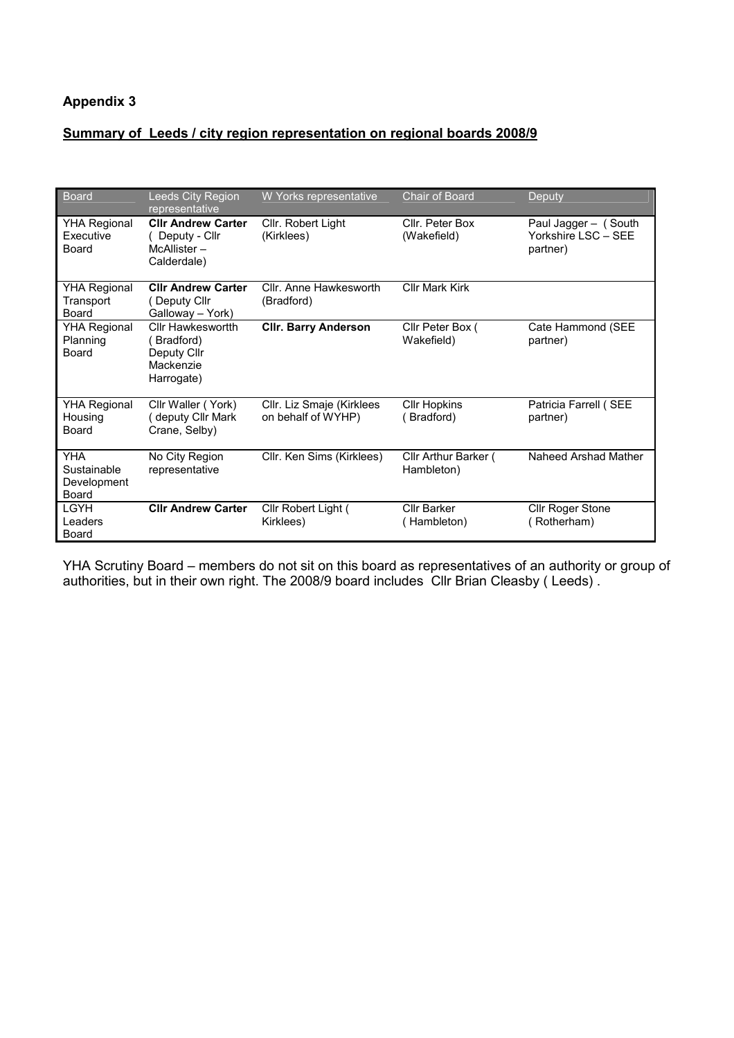**Appendix 3**

**Summary of  Leeds / city region representation on regional boards 2008/9**

| Board | Leeds City Region representative | W Yorks representative | Chair of Board | Deputy |
|---|---|---|---|---|
| YHA Regional Executive Board | **Cllr Andrew Carter** ( Deputy - Cllr McAllister – Calderdale) | Cllr. Robert Light (Kirklees) | Cllr. Peter Box (Wakefield) | Paul Jagger – ( South Yorkshire LSC – SEE partner) |
| YHA Regional Transport Board | **Cllr Andrew Carter** ( Deputy Cllr Galloway – York) | Cllr. Anne Hawkesworth (Bradford) | Cllr Mark Kirk | |
| YHA Regional Planning Board | Cllr Hawkeswortth ( Bradford) Deputy Cllr Mackenzie Harrogate) | **Cllr. Barry Anderson** | Cllr Peter Box ( Wakefield) | Cate Hammond (SEE partner) |
| YHA Regional Housing Board | Cllr Waller ( York) ( deputy Cllr Mark Crane, Selby) | Cllr. Liz Smaje (Kirklees on behalf of WYHP) | Cllr Hopkins ( Bradford) | Patricia Farrell ( SEE partner) |
| YHA Sustainable Development Board | No City Region representative | Cllr. Ken Sims (Kirklees) | Cllr Arthur Barker ( Hambleton) | Naheed Arshad Mather |
| LGYH Leaders Board | **Cllr Andrew Carter** | Cllr Robert Light ( Kirklees) | Cllr Barker ( Hambleton) | Cllr Roger Stone ( Rotherham) |

YHA Scrutiny Board – members do not sit on this board as representatives of an authority or group of authorities, but in their own right. The 2008/9 board includes  Cllr Brian Cleasby ( Leeds) .